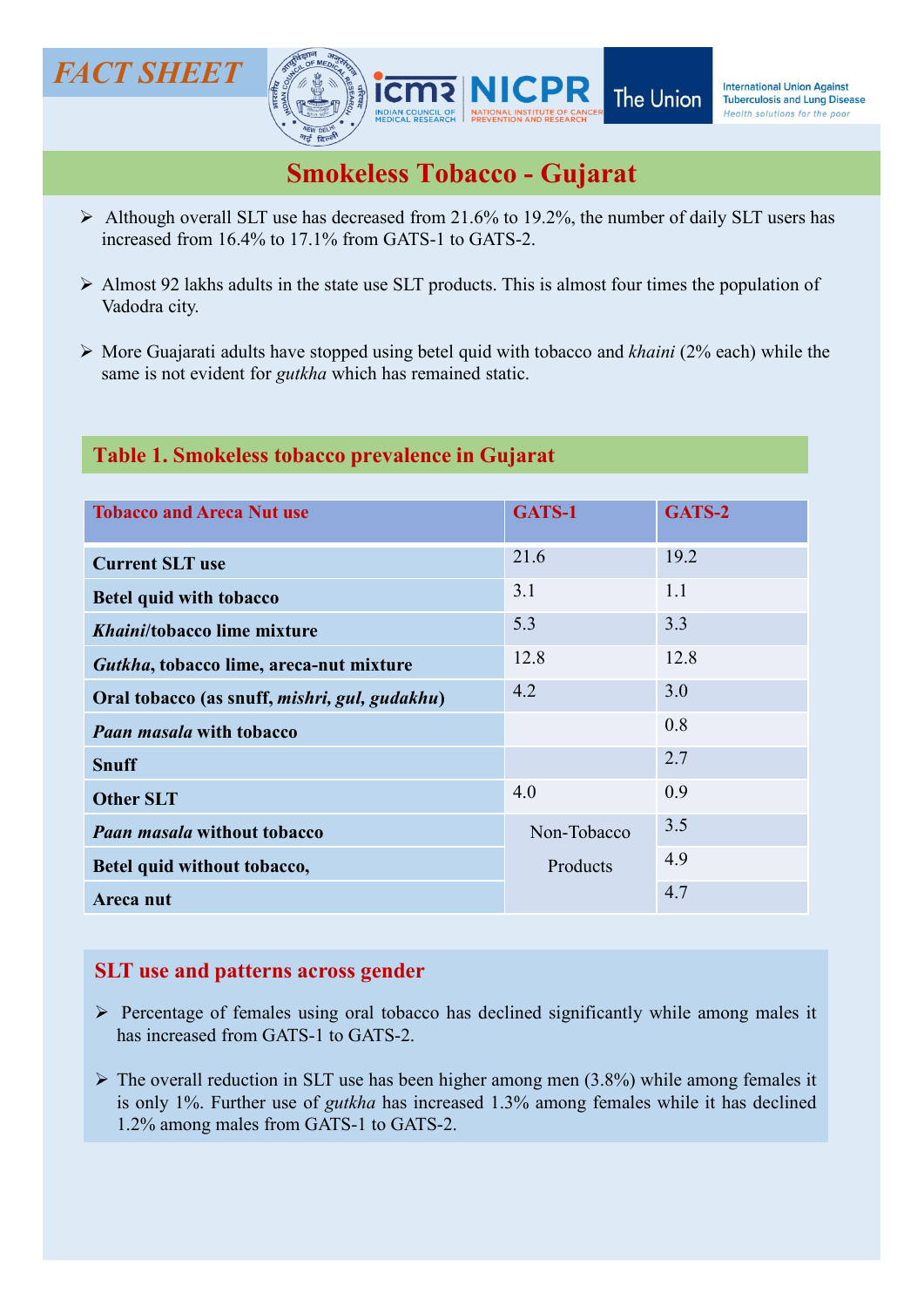FACT SHEET

# Smokeless Tobacco - Gujarat

- Although overall SLT use has decreased from 21.6% to 19.2%, the number of daily SLT users has increased from 16.4% to 17.1% from GATS-1 to GATS-2.
- Almost 92 lakhs adults in the state use SLT products. This is almost four times the population of Vadodra city.
- More Guajarati adults have stopped using betel quid with tobacco and *khaini* (2% each) while the same is not evident for *gutkha* which has remained static.

## Table 1. Smokeless tobacco prevalence in Gujarat

| Tobacco and Areca Nut use | GATS-1 | GATS-2 |
|---|---|---|
| **Current SLT use** | 21.6 | 19.2 |
| **Betel quid with tobacco** | 3.1 | 1.1 |
| ***Khaini*/tobacco lime mixture** | 5.3 | 3.3 |
| ***Gutkha*, tobacco lime, areca-nut mixture** | 12.8 | 12.8 |
| **Oral tobacco (as snuff, *mishri, gul, gudakhu*)** | 4.2 | 3.0 |
| ***Paan masala* with tobacco** | | 0.8 |
| **Snuff** | | 2.7 |
| **Other SLT** | 4.0 | 0.9 |
| ***Paan masala* without tobacco** | Non-Tobacco Products | 3.5 |
| **Betel quid without tobacco,** | | 4.9 |
| **Areca nut** | | 4.7 |

## SLT use and patterns across gender

- Percentage of females using oral tobacco has declined significantly while among males it has increased from GATS-1 to GATS-2.
- The overall reduction in SLT use has been higher among men (3.8%) while among females it is only 1%. Further use of *gutkha* has increased 1.3% among females while it has declined 1.2% among males from GATS-1 to GATS-2.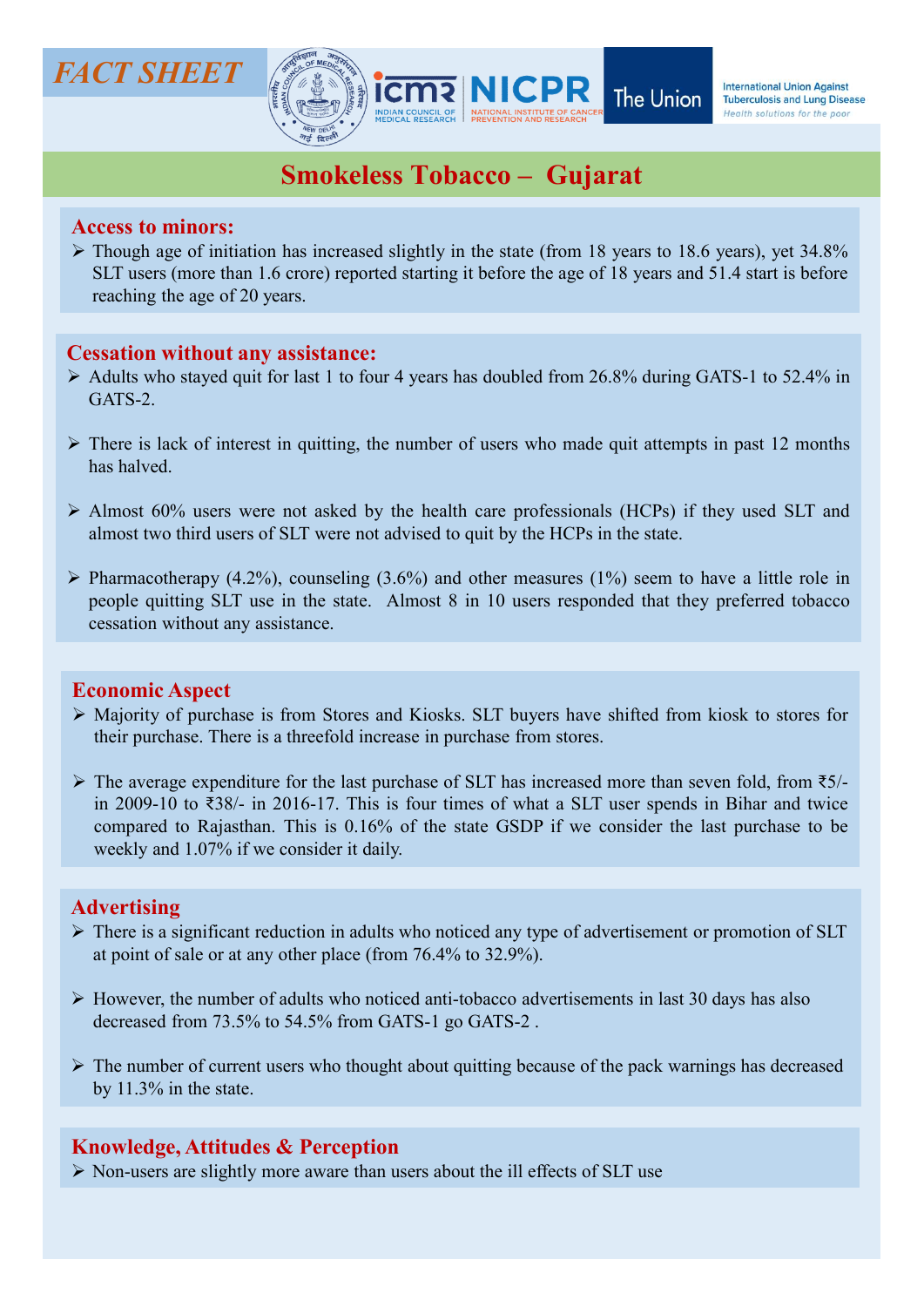*FACT SHEET*

# Smokeless Tobacco – Gujarat

## Access to minors:

- Though age of initiation has increased slightly in the state (from 18 years to 18.6 years), yet 34.8% SLT users (more than 1.6 crore) reported starting it before the age of 18 years and 51.4 start is before reaching the age of 20 years.

## Cessation without any assistance:

- Adults who stayed quit for last 1 to four 4 years has doubled from 26.8% during GATS-1 to 52.4% in GATS-2.
- There is lack of interest in quitting, the number of users who made quit attempts in past 12 months has halved.
- Almost 60% users were not asked by the health care professionals (HCPs) if they used SLT and almost two third users of SLT were not advised to quit by the HCPs in the state.
- Pharmacotherapy (4.2%), counseling (3.6%) and other measures (1%) seem to have a little role in people quitting SLT use in the state. Almost 8 in 10 users responded that they preferred tobacco cessation without any assistance.

## Economic Aspect

- Majority of purchase is from Stores and Kiosks. SLT buyers have shifted from kiosk to stores for their purchase. There is a threefold increase in purchase from stores.
- The average expenditure for the last purchase of SLT has increased more than seven fold, from ₹5/- in 2009-10 to ₹38/- in 2016-17. This is four times of what a SLT user spends in Bihar and twice compared to Rajasthan. This is 0.16% of the state GSDP if we consider the last purchase to be weekly and 1.07% if we consider it daily.

## Advertising

- There is a significant reduction in adults who noticed any type of advertisement or promotion of SLT at point of sale or at any other place (from 76.4% to 32.9%).
- However, the number of adults who noticed anti-tobacco advertisements in last 30 days has also decreased from 73.5% to 54.5% from GATS-1 go GATS-2 .
- The number of current users who thought about quitting because of the pack warnings has decreased by 11.3% in the state.

## Knowledge, Attitudes & Perception

- Non-users are slightly more aware than users about the ill effects of SLT use